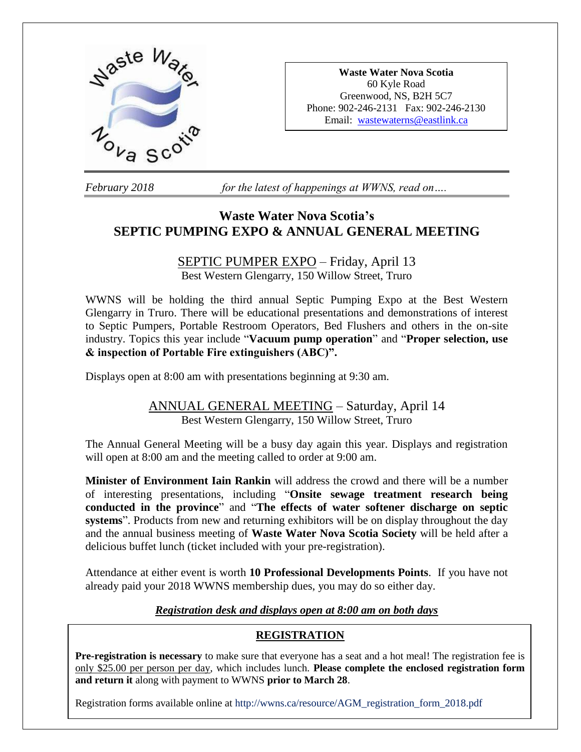**Waste Water Nova Scotia**
60 Kyle Road
Greenwood, NS, B2H 5C7
Phone: 902-246-2131 Fax: 902-246-2130
Email: wastewaterns@eastlink.ca

*February 2018* *for the latest of happenings at WWNS, read on….*

# Waste Water Nova Scotia's SEPTIC PUMPING EXPO & ANNUAL GENERAL MEETING

## SEPTIC PUMPER EXPO – Friday, April 13

Best Western Glengarry, 150 Willow Street, Truro

WWNS will be holding the third annual Septic Pumping Expo at the Best Western Glengarry in Truro. There will be educational presentations and demonstrations of interest to Septic Pumpers, Portable Restroom Operators, Bed Flushers and others in the on-site industry. Topics this year include "**Vacuum pump operation**" and "**Proper selection, use & inspection of Portable Fire extinguishers (ABC)".**

Displays open at 8:00 am with presentations beginning at 9:30 am.

## ANNUAL GENERAL MEETING – Saturday, April 14

Best Western Glengarry, 150 Willow Street, Truro

The Annual General Meeting will be a busy day again this year. Displays and registration will open at 8:00 am and the meeting called to order at 9:00 am.

**Minister of Environment Iain Rankin** will address the crowd and there will be a number of interesting presentations, including "**Onsite sewage treatment research being conducted in the province**" and "**The effects of water softener discharge on septic systems**". Products from new and returning exhibitors will be on display throughout the day and the annual business meeting of **Waste Water Nova Scotia Society** will be held after a delicious buffet lunch (ticket included with your pre-registration).

Attendance at either event is worth **10 Professional Developments Points**. If you have not already paid your 2018 WWNS membership dues, you may do so either day.

***Registration desk and displays open at 8:00 am on both days***

## REGISTRATION

**Pre-registration is necessary** to make sure that everyone has a seat and a hot meal! The registration fee is only $25.00 per person per day, which includes lunch. **Please complete the enclosed registration form and return it** along with payment to WWNS **prior to March 28**.

Registration forms available online at http://wwns.ca/resource/AGM_registration_form_2018.pdf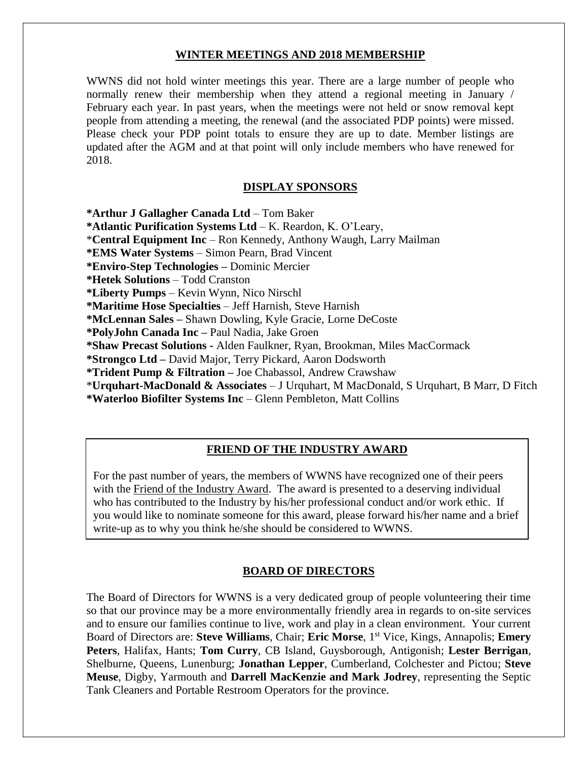## WINTER MEETINGS AND 2018 MEMBERSHIP

WWNS did not hold winter meetings this year. There are a large number of people who normally renew their membership when they attend a regional meeting in January / February each year. In past years, when the meetings were not held or snow removal kept people from attending a meeting, the renewal (and the associated PDP points) were missed. Please check your PDP point totals to ensure they are up to date. Member listings are updated after the AGM and at that point will only include members who have renewed for 2018.

## DISPLAY SPONSORS

**\*Arthur J Gallagher Canada Ltd** – Tom Baker
**\*Atlantic Purification Systems Ltd** – K. Reardon, K. O'Leary,
\***Central Equipment Inc** – Ron Kennedy, Anthony Waugh, Larry Mailman
**\*EMS Water Systems** – Simon Pearn, Brad Vincent
**\*Enviro-Step Technologies –** Dominic Mercier
**\*Hetek Solutions** – Todd Cranston
**\*Liberty Pumps** – Kevin Wynn, Nico Nirschl
**\*Maritime Hose Specialties** – Jeff Harnish, Steve Harnish
**\*McLennan Sales –** Shawn Dowling, Kyle Gracie, Lorne DeCoste
**\*PolyJohn Canada Inc –** Paul Nadia, Jake Groen
**\*Shaw Precast Solutions -** Alden Faulkner, Ryan, Brookman, Miles MacCormack
**\*Strongco Ltd –** David Major, Terry Pickard, Aaron Dodsworth
**\*Trident Pump & Filtration –** Joe Chabassol, Andrew Crawshaw
\***Urquhart-MacDonald & Associates** – J Urquhart, M MacDonald, S Urquhart, B Marr, D Fitch
**\*Waterloo Biofilter Systems Inc** – Glenn Pembleton, Matt Collins

## FRIEND OF THE INDUSTRY AWARD

For the past number of years, the members of WWNS have recognized one of their peers with the Friend of the Industry Award. The award is presented to a deserving individual who has contributed to the Industry by his/her professional conduct and/or work ethic. If you would like to nominate someone for this award, please forward his/her name and a brief write-up as to why you think he/she should be considered to WWNS.

## BOARD OF DIRECTORS

The Board of Directors for WWNS is a very dedicated group of people volunteering their time so that our province may be a more environmentally friendly area in regards to on-site services and to ensure our families continue to live, work and play in a clean environment. Your current Board of Directors are: **Steve Williams**, Chair; **Eric Morse**, 1st Vice, Kings, Annapolis; **Emery Peters**, Halifax, Hants; **Tom Curry**, CB Island, Guysborough, Antigonish; **Lester Berrigan**, Shelburne, Queens, Lunenburg; **Jonathan Lepper**, Cumberland, Colchester and Pictou; **Steve Meuse**, Digby, Yarmouth and **Darrell MacKenzie and Mark Jodrey**, representing the Septic Tank Cleaners and Portable Restroom Operators for the province.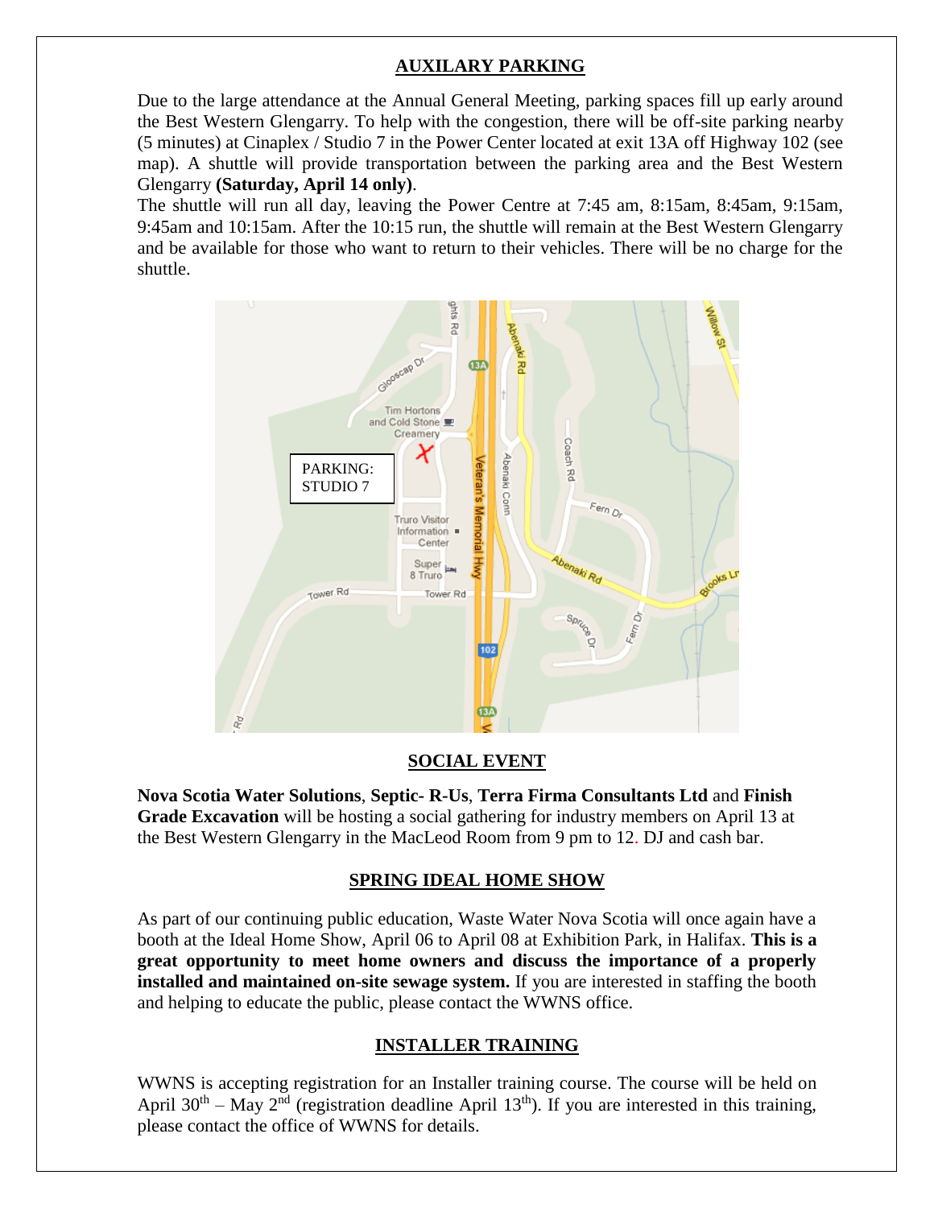## AUXILARY PARKING

Due to the large attendance at the Annual General Meeting, parking spaces fill up early around the Best Western Glengarry. To help with the congestion, there will be off-site parking nearby (5 minutes) at Cinaplex / Studio 7 in the Power Center located at exit 13A off Highway 102 (see map). A shuttle will provide transportation between the parking area and the Best Western Glengarry **(Saturday, April 14 only)**.

The shuttle will run all day, leaving the Power Centre at 7:45 am, 8:15am, 8:45am, 9:15am, 9:45am and 10:15am. After the 10:15 run, the shuttle will remain at the Best Western Glengarry and be available for those who want to return to their vehicles. There will be no charge for the shuttle.

PARKING: STUDIO 7

## SOCIAL EVENT

**Nova Scotia Water Solutions**, **Septic- R-Us**, **Terra Firma Consultants Ltd** and **Finish Grade Excavation** will be hosting a social gathering for industry members on April 13 at the Best Western Glengarry in the MacLeod Room from 9 pm to 12. DJ and cash bar.

## SPRING IDEAL HOME SHOW

As part of our continuing public education, Waste Water Nova Scotia will once again have a booth at the Ideal Home Show, April 06 to April 08 at Exhibition Park, in Halifax. **This is a great opportunity to meet home owners and discuss the importance of a properly installed and maintained on-site sewage system.** If you are interested in staffing the booth and helping to educate the public, please contact the WWNS office.

## INSTALLER TRAINING

WWNS is accepting registration for an Installer training course. The course will be held on April 30th – May 2nd (registration deadline April 13th). If you are interested in this training, please contact the office of WWNS for details.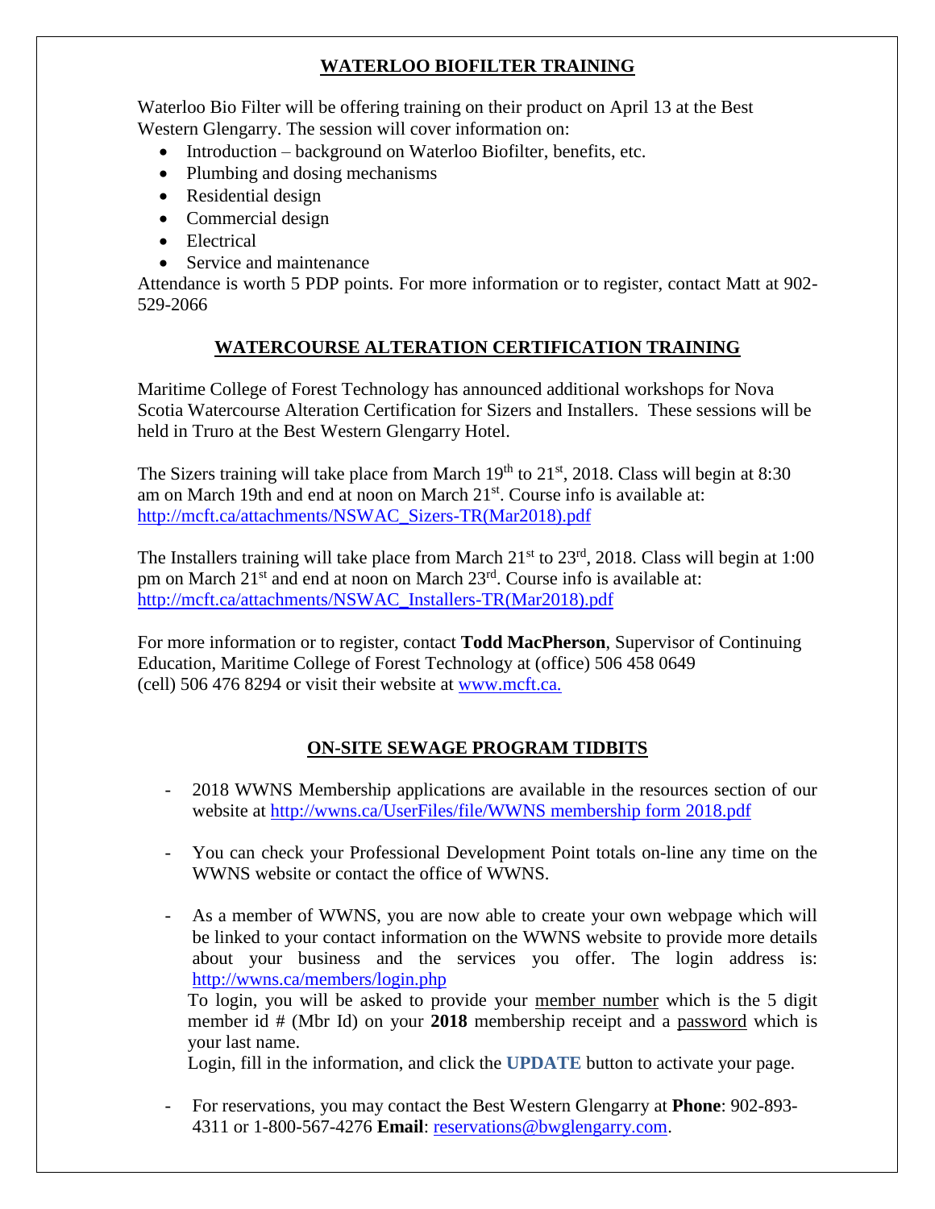## WATERLOO BIOFILTER TRAINING

Waterloo Bio Filter will be offering training on their product on April 13 at the Best Western Glengarry. The session will cover information on:

- Introduction – background on Waterloo Biofilter, benefits, etc.
- Plumbing and dosing mechanisms
- Residential design
- Commercial design
- Electrical
- Service and maintenance

Attendance is worth 5 PDP points. For more information or to register, contact Matt at 902-529-2066

## WATERCOURSE ALTERATION CERTIFICATION TRAINING

Maritime College of Forest Technology has announced additional workshops for Nova Scotia Watercourse Alteration Certification for Sizers and Installers. These sessions will be held in Truro at the Best Western Glengarry Hotel.

The Sizers training will take place from March 19th to 21st, 2018. Class will begin at 8:30 am on March 19th and end at noon on March 21st. Course info is available at: http://mcft.ca/attachments/NSWAC_Sizers-TR(Mar2018).pdf

The Installers training will take place from March 21st to 23rd, 2018. Class will begin at 1:00 pm on March 21st and end at noon on March 23rd. Course info is available at: http://mcft.ca/attachments/NSWAC_Installers-TR(Mar2018).pdf

For more information or to register, contact **Todd MacPherson**, Supervisor of Continuing Education, Maritime College of Forest Technology at (office) 506 458 0649 (cell) 506 476 8294 or visit their website at www.mcft.ca.

## ON-SITE SEWAGE PROGRAM TIDBITS

- 2018 WWNS Membership applications are available in the resources section of our website at http://wwns.ca/UserFiles/file/WWNS membership form 2018.pdf

- You can check your Professional Development Point totals on-line any time on the WWNS website or contact the office of WWNS.

- As a member of WWNS, you are now able to create your own webpage which will be linked to your contact information on the WWNS website to provide more details about your business and the services you offer. The login address is: http://wwns.ca/members/login.php

  To login, you will be asked to provide your member number which is the 5 digit member id # (Mbr Id) on your **2018** membership receipt and a password which is your last name.

  Login, fill in the information, and click the **UPDATE** button to activate your page.

- For reservations, you may contact the Best Western Glengarry at **Phone**: 902-893-4311 or 1-800-567-4276 **Email**: reservations@bwglengarry.com.